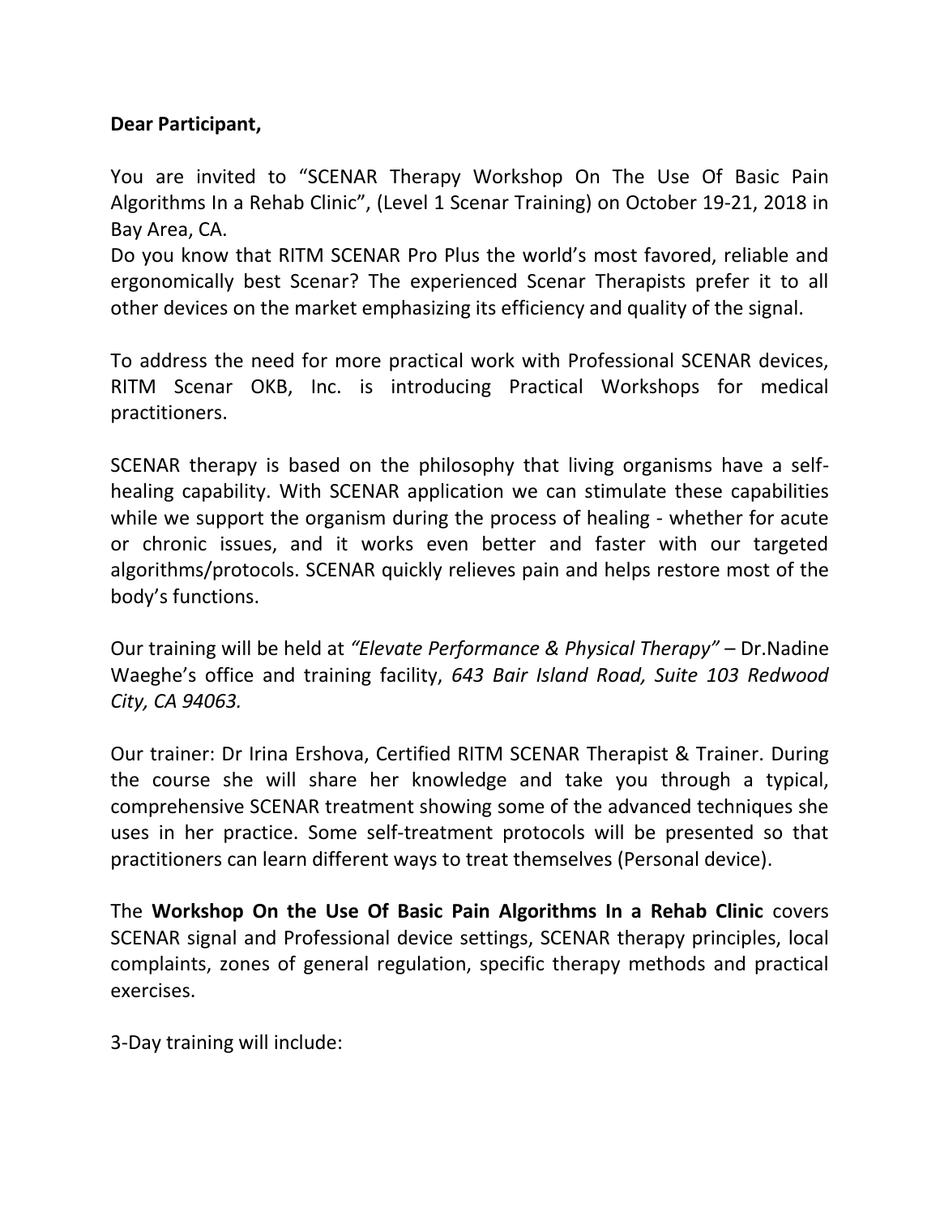**Dear Participant,**

You are invited to "SCENAR Therapy Workshop On The Use Of Basic Pain Algorithms In a Rehab Clinic", (Level 1 Scenar Training) on October 19-21, 2018 in Bay Area, CA.

Do you know that RITM SCENAR Pro Plus the world's most favored, reliable and ergonomically best Scenar? The experienced Scenar Therapists prefer it to all other devices on the market emphasizing its efficiency and quality of the signal.

To address the need for more practical work with Professional SCENAR devices, RITM Scenar OKB, Inc. is introducing Practical Workshops for medical practitioners.

SCENAR therapy is based on the philosophy that living organisms have a self-healing capability. With SCENAR application we can stimulate these capabilities while we support the organism during the process of healing - whether for acute or chronic issues, and it works even better and faster with our targeted algorithms/protocols. SCENAR quickly relieves pain and helps restore most of the body's functions.

Our training will be held at *"Elevate Performance & Physical Therapy"* – Dr.Nadine Waeghe's office and training facility, *643 Bair Island Road, Suite 103 Redwood City, CA 94063.*

Our trainer: Dr Irina Ershova, Certified RITM SCENAR Therapist & Trainer. During the course she will share her knowledge and take you through a typical, comprehensive SCENAR treatment showing some of the advanced techniques she uses in her practice. Some self-treatment protocols will be presented so that practitioners can learn different ways to treat themselves (Personal device).

The **Workshop On the Use Of Basic Pain Algorithms In a Rehab Clinic** covers SCENAR signal and Professional device settings, SCENAR therapy principles, local complaints, zones of general regulation, specific therapy methods and practical exercises.

3-Day training will include: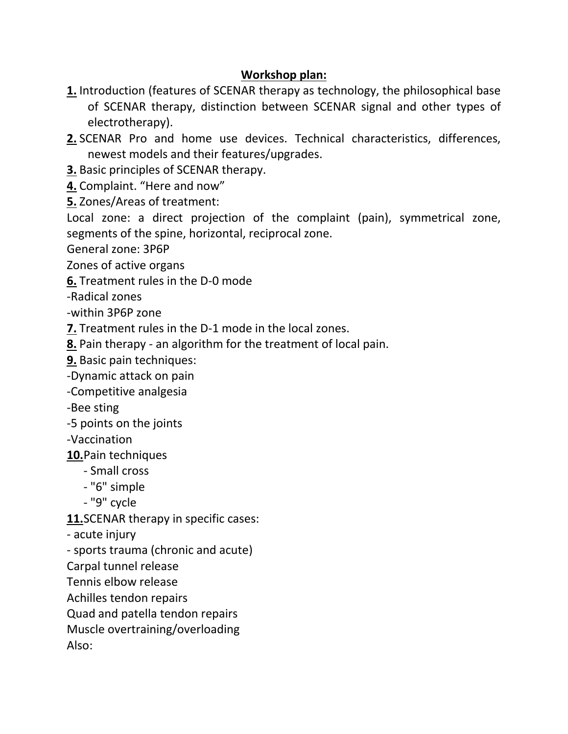**Workshop plan:**

**1.** Introduction (features of SCENAR therapy as technology, the philosophical base of SCENAR therapy, distinction between SCENAR signal and other types of electrotherapy).

**2.** SCENAR Pro and home use devices. Technical characteristics, differences, newest models and their features/upgrades.

**3.** Basic principles of SCENAR therapy.

**4.** Complaint. "Here and now"

**5.** Zones/Areas of treatment:

Local zone: a direct projection of the complaint (pain), symmetrical zone, segments of the spine, horizontal, reciprocal zone.

General zone: 3P6P

Zones of active organs

**6.** Treatment rules in the D-0 mode

-Radical zones

-within 3P6P zone

**7.** Treatment rules in the D-1 mode in the local zones.

**8.** Pain therapy - an algorithm for the treatment of local pain.

**9.** Basic pain techniques:

-Dynamic attack on pain

-Competitive analgesia

-Bee sting

-5 points on the joints

-Vaccination

**10.** Pain techniques

- Small cross
- "6" simple
- "9" cycle

**11.** SCENAR therapy in specific cases:

- acute injury
- sports trauma (chronic and acute)

Carpal tunnel release

Tennis elbow release

Achilles tendon repairs

Quad and patella tendon repairs

Muscle overtraining/overloading

Also: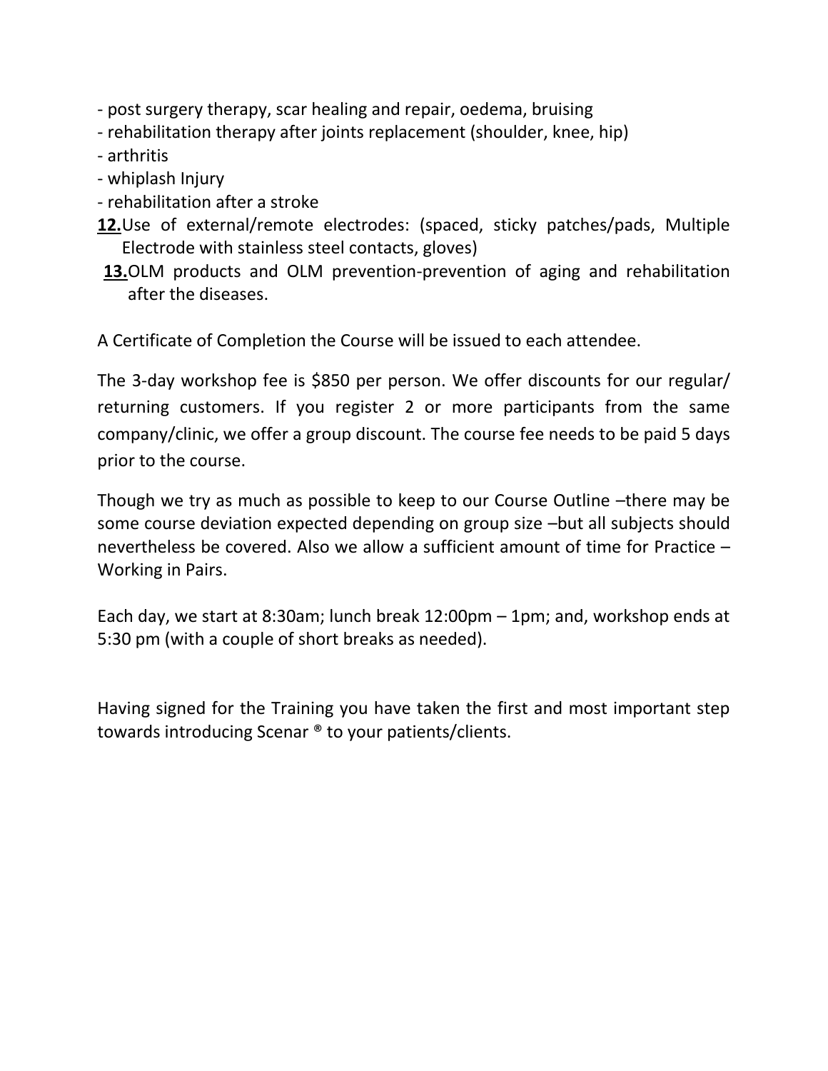- post surgery therapy, scar healing and repair, oedema, bruising
- rehabilitation therapy after joints replacement (shoulder, knee, hip)
- arthritis
- whiplash Injury
- rehabilitation after a stroke

**12.** Use of external/remote electrodes: (spaced, sticky patches/pads, Multiple Electrode with stainless steel contacts, gloves)

**13.** OLM products and OLM prevention-prevention of aging and rehabilitation after the diseases.

A Certificate of Completion the Course will be issued to each attendee.

The 3-day workshop fee is $850 per person. We offer discounts for our regular/ returning customers. If you register 2 or more participants from the same company/clinic, we offer a group discount. The course fee needs to be paid 5 days prior to the course.

Though we try as much as possible to keep to our Course Outline –there may be some course deviation expected depending on group size –but all subjects should nevertheless be covered. Also we allow a sufficient amount of time for Practice – Working in Pairs.

Each day, we start at 8:30am; lunch break 12:00pm – 1pm; and, workshop ends at 5:30 pm (with a couple of short breaks as needed).

Having signed for the Training you have taken the first and most important step towards introducing Scenar ® to your patients/clients.